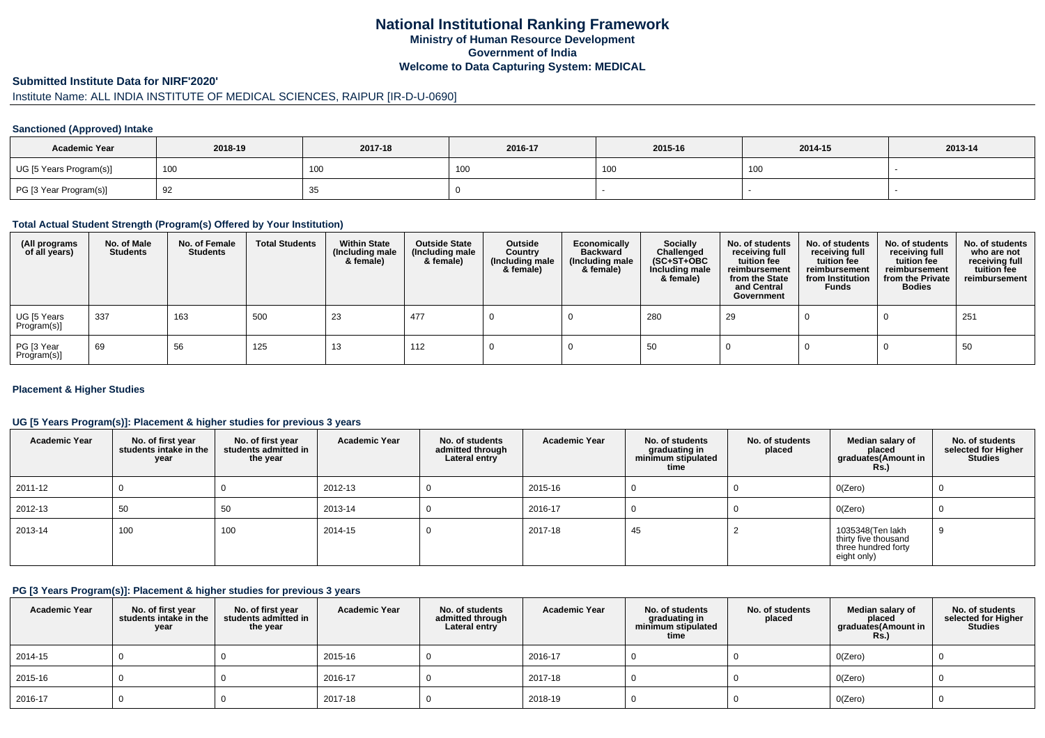# National Institutional Ranking Framework
## Ministry of Human Resource Development
## Government of India
## Welcome to Data Capturing System: MEDICAL

### Submitted Institute Data for NIRF'2020'

Institute Name: ALL INDIA INSTITUTE OF MEDICAL SCIENCES, RAIPUR [IR-D-U-0690]

#### Sanctioned (Approved) Intake

| Academic Year | 2018-19 | 2017-18 | 2016-17 | 2015-16 | 2014-15 | 2013-14 |
|---|---|---|---|---|---|---|
| UG [5 Years Program(s)] | 100 | 100 | 100 | 100 | 100 | - |
| PG [3 Year Program(s)] | 92 | 35 | 0 | - | - | - |

#### Total Actual Student Strength (Program(s) Offered by Your Institution)

| (All programs of all years) | No. of Male Students | No. of Female Students | Total Students | Within State (Including male & female) | Outside State (Including male & female) | Outside Country (Including male & female) | Economically Backward (Including male & female) | Socially Challenged (SC+ST+OBC Including male & female) | No. of students receiving full tuition fee reimbursement from the State and Central Government | No. of students receiving full tuition fee reimbursement from Institution Funds | No. of students receiving full tuition fee reimbursement from the Private Bodies | No. of students who are not receiving full tuition fee reimbursement |
|---|---|---|---|---|---|---|---|---|---|---|---|---|
| UG [5 Years Program(s)] | 337 | 163 | 500 | 23 | 477 | 0 | 0 | 280 | 29 | 0 | 0 | 251 |
| PG [3 Year Program(s)] | 69 | 56 | 125 | 13 | 112 | 0 | 0 | 50 | 0 | 0 | 0 | 50 |

#### Placement & Higher Studies

#### UG [5 Years Program(s)]: Placement & higher studies for previous 3 years

| Academic Year | No. of first year students intake in the year | No. of first year students admitted in the year | Academic Year | No. of students admitted through Lateral entry | Academic Year | No. of students graduating in minimum stipulated time | No. of students placed | Median salary of placed graduates(Amount in Rs.) | No. of students selected for Higher Studies |
|---|---|---|---|---|---|---|---|---|---|
| 2011-12 | 0 | 0 | 2012-13 | 0 | 2015-16 | 0 | 0 | 0(Zero) | 0 |
| 2012-13 | 50 | 50 | 2013-14 | 0 | 2016-17 | 0 | 0 | 0(Zero) | 0 |
| 2013-14 | 100 | 100 | 2014-15 | 0 | 2017-18 | 45 | 2 | 1035348(Ten lakh thirty five thousand three hundred forty eight only) | 9 |

#### PG [3 Years Program(s)]: Placement & higher studies for previous 3 years

| Academic Year | No. of first year students intake in the year | No. of first year students admitted in the year | Academic Year | No. of students admitted through Lateral entry | Academic Year | No. of students graduating in minimum stipulated time | No. of students placed | Median salary of placed graduates(Amount in Rs.) | No. of students selected for Higher Studies |
|---|---|---|---|---|---|---|---|---|---|
| 2014-15 | 0 | 0 | 2015-16 | 0 | 2016-17 | 0 | 0 | 0(Zero) | 0 |
| 2015-16 | 0 | 0 | 2016-17 | 0 | 2017-18 | 0 | 0 | 0(Zero) | 0 |
| 2016-17 | 0 | 0 | 2017-18 | 0 | 2018-19 | 0 | 0 | 0(Zero) | 0 |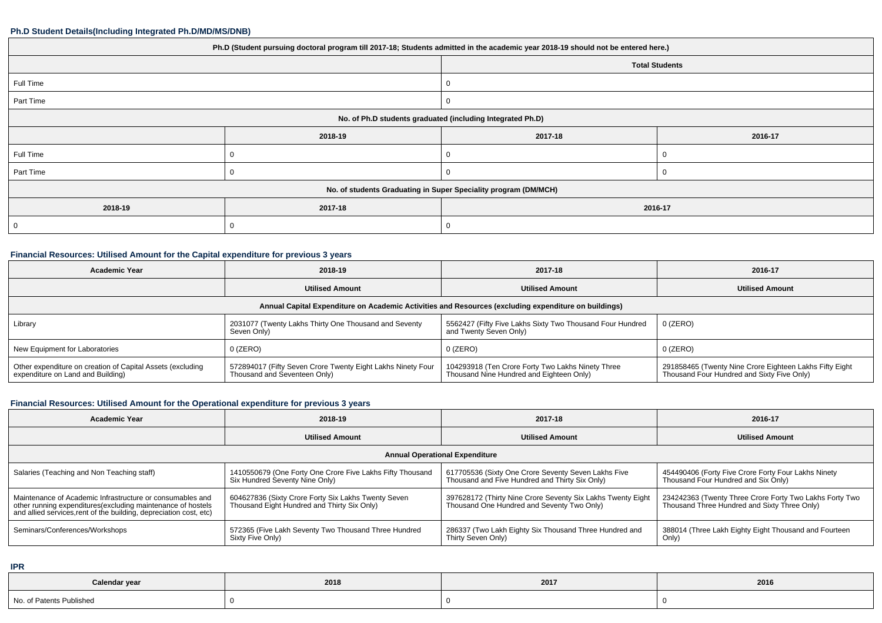### Ph.D Student Details(Including Integrated Ph.D/MD/MS/DNB)

| Ph.D (Student pursuing doctoral program till 2017-18; Students admitted in the academic year 2018-19 should not be entered here.) | | | |
|---|---|---|---|
| | | Total Students | |
| Full Time | | 0 | |
| Part Time | | 0 | |
| No. of Ph.D students graduated (including Integrated Ph.D) | | | |
| | 2018-19 | 2017-18 | 2016-17 |
| Full Time | 0 | 0 | 0 |
| Part Time | 0 | 0 | 0 |
| No. of students Graduating in Super Speciality program (DM/MCH) | | | |
| 2018-19 | 2017-18 | 2016-17 | |
| 0 | 0 | 0 | |

### Financial Resources: Utilised Amount for the Capital expenditure for previous 3 years

| Academic Year | 2018-19 | 2017-18 | 2016-17 |
|---|---|---|---|
| | Utilised Amount | Utilised Amount | Utilised Amount |
| Annual Capital Expenditure on Academic Activities and Resources (excluding expenditure on buildings) | | | |
| Library | 2031077 (Twenty Lakhs Thirty One Thousand and Seventy Seven Only) | 5562427 (Fifty Five Lakhs Sixty Two Thousand Four Hundred and Twenty Seven Only) | 0 (ZERO) |
| New Equipment for Laboratories | 0 (ZERO) | 0 (ZERO) | 0 (ZERO) |
| Other expenditure on creation of Capital Assets (excluding expenditure on Land and Building) | 572894017 (Fifty Seven Crore Twenty Eight Lakhs Ninety Four Thousand and Seventeen Only) | 104293918 (Ten Crore Forty Two Lakhs Ninety Three Thousand Nine Hundred and Eighteen Only) | 291858465 (Twenty Nine Crore Eighteen Lakhs Fifty Eight Thousand Four Hundred and Sixty Five Only) |

### Financial Resources: Utilised Amount for the Operational expenditure for previous 3 years

| Academic Year | 2018-19 | 2017-18 | 2016-17 |
|---|---|---|---|
| | Utilised Amount | Utilised Amount | Utilised Amount |
| Annual Operational Expenditure | | | |
| Salaries (Teaching and Non Teaching staff) | 1410550679 (One Forty One Crore Five Lakhs Fifty Thousand Six Hundred Seventy Nine Only) | 617705536 (Sixty One Crore Seventy Seven Lakhs Five Thousand and Five Hundred and Thirty Six Only) | 454490406 (Forty Five Crore Forty Four Lakhs Ninety Thousand Four Hundred and Six Only) |
| Maintenance of Academic Infrastructure or consumables and other running expenditures(excluding maintenance of hostels and allied services,rent of the building, depreciation cost, etc) | 604627836 (Sixty Crore Forty Six Lakhs Twenty Seven Thousand Eight Hundred and Thirty Six Only) | 397628172 (Thirty Nine Crore Seventy Six Lakhs Twenty Eight Thousand One Hundred and Seventy Two Only) | 234242363 (Twenty Three Crore Forty Two Lakhs Forty Two Thousand Three Hundred and Sixty Three Only) |
| Seminars/Conferences/Workshops | 572365 (Five Lakh Seventy Two Thousand Three Hundred Sixty Five Only) | 286337 (Two Lakh Eighty Six Thousand Three Hundred and Thirty Seven Only) | 388014 (Three Lakh Eighty Eight Thousand and Fourteen Only) |

### IPR

| Calendar year | 2018 | 2017 | 2016 |
|---|---|---|---|
| No. of Patents Published | 0 | 0 | 0 |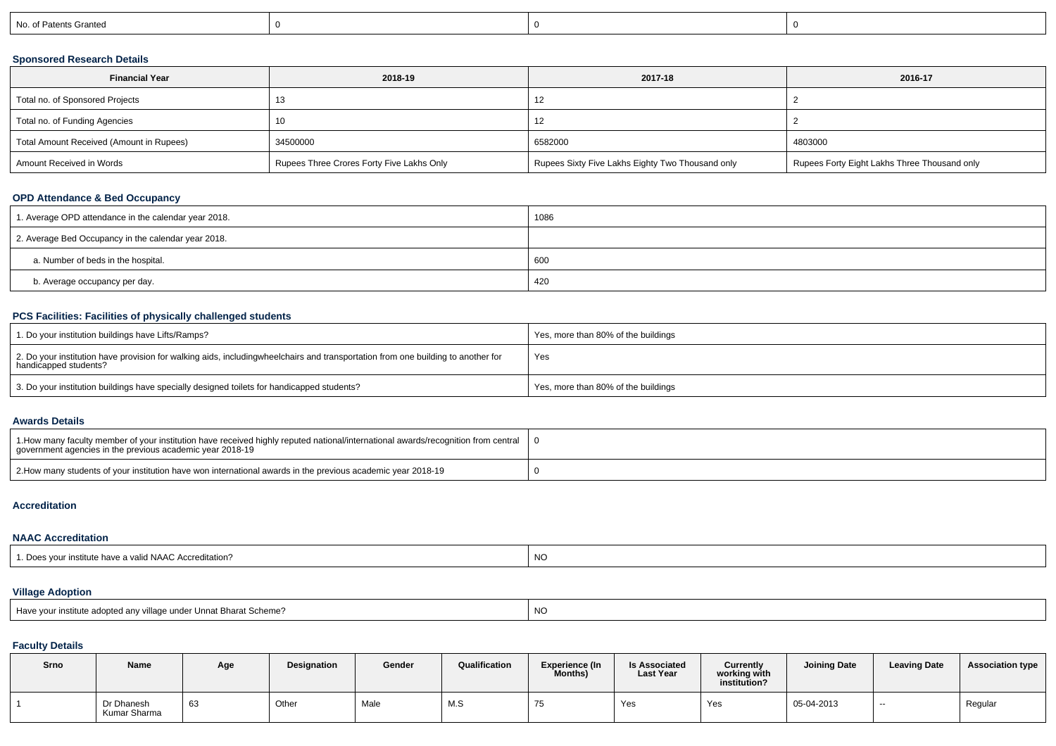| No. of Patents Granted | 0 | 0 | 0 |
|---|---|---|---|

### Sponsored Research Details

| Financial Year | 2018-19 | 2017-18 | 2016-17 |
|---|---|---|---|
| Total no. of Sponsored Projects | 13 | 12 | 2 |
| Total no. of Funding Agencies | 10 | 12 | 2 |
| Total Amount Received (Amount in Rupees) | 34500000 | 6582000 | 4803000 |
| Amount Received in Words | Rupees Three Crores Forty Five Lakhs Only | Rupees Sixty Five Lakhs Eighty Two Thousand only | Rupees Forty Eight Lakhs Three Thousand only |

### OPD Attendance & Bed Occupancy

| | |
|---|---|
| 1. Average OPD attendance in the calendar year 2018. | 1086 |
| 2. Average Bed Occupancy in the calendar year 2018. | |
| a. Number of beds in the hospital. | 600 |
| b. Average occupancy per day. | 420 |

### PCS Facilities: Facilities of physically challenged students

| | |
|---|---|
| 1. Do your institution buildings have Lifts/Ramps? | Yes, more than 80% of the buildings |
| 2. Do your institution have provision for walking aids, includingwheelchairs and transportation from one building to another for handicapped students? | Yes |
| 3. Do your institution buildings have specially designed toilets for handicapped students? | Yes, more than 80% of the buildings |

### Awards Details

| | |
|---|---|
| 1.How many faculty member of your institution have received highly reputed national/international awards/recognition from central government agencies in the previous academic year 2018-19 | 0 |
| 2.How many students of your institution have won international awards in the previous academic year 2018-19 | 0 |

### Accreditation

### NAAC Accreditation

| | |
|---|---|
| 1. Does your institute have a valid NAAC Accreditation? | NO |

### Village Adoption

| | |
|---|---|
| Have your institute adopted any village under Unnat Bharat Scheme? | NO |

### Faculty Details

| Srno | Name | Age | Designation | Gender | Qualification | Experience (In Months) | Is Associated Last Year | Currently working with institution? | Joining Date | Leaving Date | Association type |
|---|---|---|---|---|---|---|---|---|---|---|---|
| 1 | Dr Dhanesh Kumar Sharma | 63 | Other | Male | M.S | 75 | Yes | Yes | 05-04-2013 | -- | Regular |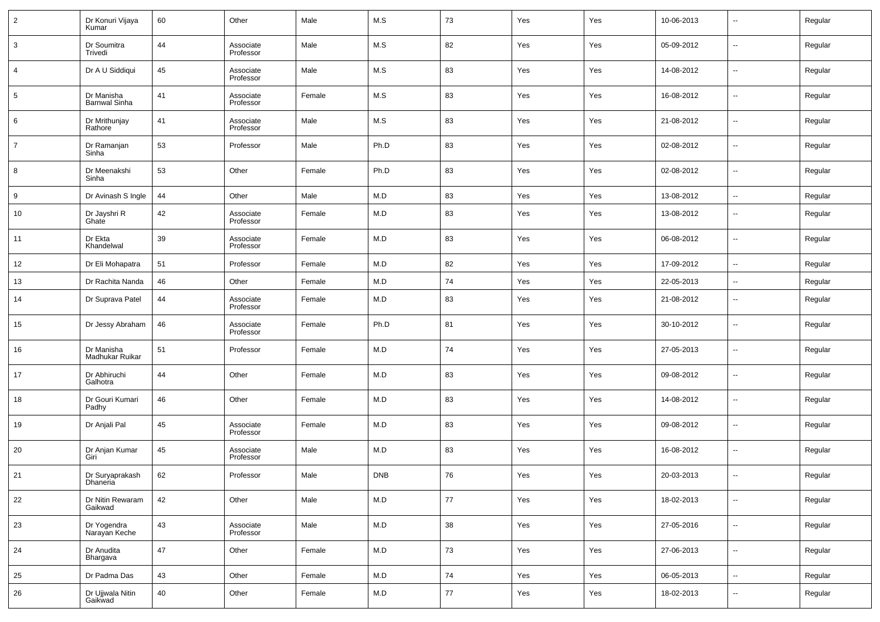| 2 | Dr Konuri Vijaya Kumar | 60 | Other | Male | M.S | 73 | Yes | Yes | 10-06-2013 | -- | Regular |
|---|---|---|---|---|---|---|---|---|---|---|---|
| 3 | Dr Soumitra Trivedi | 44 | Associate Professor | Male | M.S | 82 | Yes | Yes | 05-09-2012 | -- | Regular |
| 4 | Dr A U Siddiqui | 45 | Associate Professor | Male | M.S | 83 | Yes | Yes | 14-08-2012 | -- | Regular |
| 5 | Dr Manisha Barnwal Sinha | 41 | Associate Professor | Female | M.S | 83 | Yes | Yes | 16-08-2012 | -- | Regular |
| 6 | Dr Mrithunjay Rathore | 41 | Associate Professor | Male | M.S | 83 | Yes | Yes | 21-08-2012 | -- | Regular |
| 7 | Dr Ramanjan Sinha | 53 | Professor | Male | Ph.D | 83 | Yes | Yes | 02-08-2012 | -- | Regular |
| 8 | Dr Meenakshi Sinha | 53 | Other | Female | Ph.D | 83 | Yes | Yes | 02-08-2012 | -- | Regular |
| 9 | Dr Avinash S Ingle | 44 | Other | Male | M.D | 83 | Yes | Yes | 13-08-2012 | -- | Regular |
| 10 | Dr Jayshri R Ghate | 42 | Associate Professor | Female | M.D | 83 | Yes | Yes | 13-08-2012 | -- | Regular |
| 11 | Dr Ekta Khandelwal | 39 | Associate Professor | Female | M.D | 83 | Yes | Yes | 06-08-2012 | -- | Regular |
| 12 | Dr Eli Mohapatra | 51 | Professor | Female | M.D | 82 | Yes | Yes | 17-09-2012 | -- | Regular |
| 13 | Dr Rachita Nanda | 46 | Other | Female | M.D | 74 | Yes | Yes | 22-05-2013 | -- | Regular |
| 14 | Dr Suprava Patel | 44 | Associate Professor | Female | M.D | 83 | Yes | Yes | 21-08-2012 | -- | Regular |
| 15 | Dr Jessy Abraham | 46 | Associate Professor | Female | Ph.D | 81 | Yes | Yes | 30-10-2012 | -- | Regular |
| 16 | Dr Manisha Madhukar Ruikar | 51 | Professor | Female | M.D | 74 | Yes | Yes | 27-05-2013 | -- | Regular |
| 17 | Dr Abhiruchi Galhotra | 44 | Other | Female | M.D | 83 | Yes | Yes | 09-08-2012 | -- | Regular |
| 18 | Dr Gouri Kumari Padhy | 46 | Other | Female | M.D | 83 | Yes | Yes | 14-08-2012 | -- | Regular |
| 19 | Dr Anjali Pal | 45 | Associate Professor | Female | M.D | 83 | Yes | Yes | 09-08-2012 | -- | Regular |
| 20 | Dr Anjan Kumar Giri | 45 | Associate Professor | Male | M.D | 83 | Yes | Yes | 16-08-2012 | -- | Regular |
| 21 | Dr Suryaprakash Dhaneria | 62 | Professor | Male | DNB | 76 | Yes | Yes | 20-03-2013 | -- | Regular |
| 22 | Dr Nitin Rewaram Gaikwad | 42 | Other | Male | M.D | 77 | Yes | Yes | 18-02-2013 | -- | Regular |
| 23 | Dr Yogendra Narayan Keche | 43 | Associate Professor | Male | M.D | 38 | Yes | Yes | 27-05-2016 | -- | Regular |
| 24 | Dr Anudita Bhargava | 47 | Other | Female | M.D | 73 | Yes | Yes | 27-06-2013 | -- | Regular |
| 25 | Dr Padma Das | 43 | Other | Female | M.D | 74 | Yes | Yes | 06-05-2013 | -- | Regular |
| 26 | Dr Ujjwala Nitin Gaikwad | 40 | Other | Female | M.D | 77 | Yes | Yes | 18-02-2013 | -- | Regular |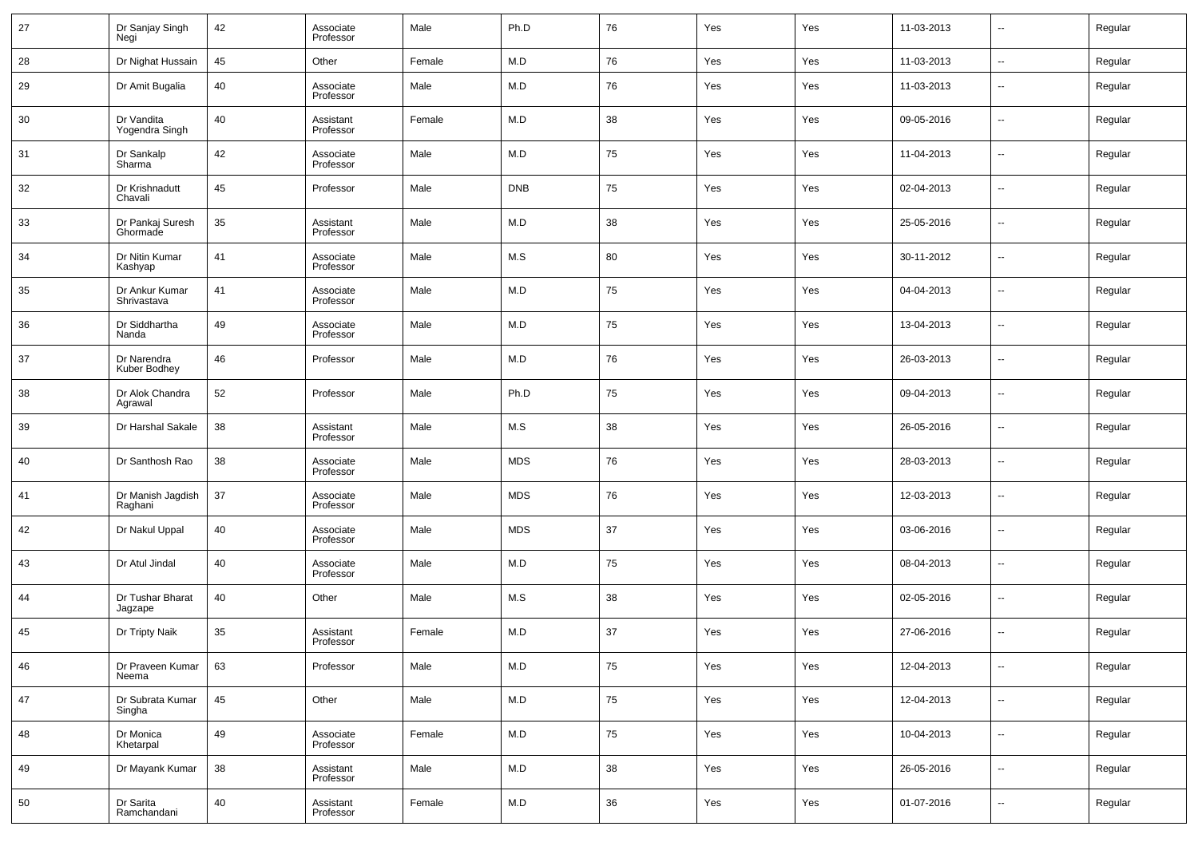| 27 | Dr Sanjay Singh Negi | 42 | Associate Professor | Male | Ph.D | 76 | Yes | Yes | 11-03-2013 | -- | Regular |
|---|---|---|---|---|---|---|---|---|---|---|---|
| 28 | Dr Nighat Hussain | 45 | Other | Female | M.D | 76 | Yes | Yes | 11-03-2013 | -- | Regular |
| 29 | Dr Amit Bugalia | 40 | Associate Professor | Male | M.D | 76 | Yes | Yes | 11-03-2013 | -- | Regular |
| 30 | Dr Vandita Yogendra Singh | 40 | Assistant Professor | Female | M.D | 38 | Yes | Yes | 09-05-2016 | -- | Regular |
| 31 | Dr Sankalp Sharma | 42 | Associate Professor | Male | M.D | 75 | Yes | Yes | 11-04-2013 | -- | Regular |
| 32 | Dr Krishnadutt Chavali | 45 | Professor | Male | DNB | 75 | Yes | Yes | 02-04-2013 | -- | Regular |
| 33 | Dr Pankaj Suresh Ghormade | 35 | Assistant Professor | Male | M.D | 38 | Yes | Yes | 25-05-2016 | -- | Regular |
| 34 | Dr Nitin Kumar Kashyap | 41 | Associate Professor | Male | M.S | 80 | Yes | Yes | 30-11-2012 | -- | Regular |
| 35 | Dr Ankur Kumar Shrivastava | 41 | Associate Professor | Male | M.D | 75 | Yes | Yes | 04-04-2013 | -- | Regular |
| 36 | Dr Siddhartha Nanda | 49 | Associate Professor | Male | M.D | 75 | Yes | Yes | 13-04-2013 | -- | Regular |
| 37 | Dr Narendra Kuber Bodhey | 46 | Professor | Male | M.D | 76 | Yes | Yes | 26-03-2013 | -- | Regular |
| 38 | Dr Alok Chandra Agrawal | 52 | Professor | Male | Ph.D | 75 | Yes | Yes | 09-04-2013 | -- | Regular |
| 39 | Dr Harshal Sakale | 38 | Assistant Professor | Male | M.S | 38 | Yes | Yes | 26-05-2016 | -- | Regular |
| 40 | Dr Santhosh Rao | 38 | Associate Professor | Male | MDS | 76 | Yes | Yes | 28-03-2013 | -- | Regular |
| 41 | Dr Manish Jagdish Raghani | 37 | Associate Professor | Male | MDS | 76 | Yes | Yes | 12-03-2013 | -- | Regular |
| 42 | Dr Nakul Uppal | 40 | Associate Professor | Male | MDS | 37 | Yes | Yes | 03-06-2016 | -- | Regular |
| 43 | Dr Atul Jindal | 40 | Associate Professor | Male | M.D | 75 | Yes | Yes | 08-04-2013 | -- | Regular |
| 44 | Dr Tushar Bharat Jagzape | 40 | Other | Male | M.S | 38 | Yes | Yes | 02-05-2016 | -- | Regular |
| 45 | Dr Tripty Naik | 35 | Assistant Professor | Female | M.D | 37 | Yes | Yes | 27-06-2016 | -- | Regular |
| 46 | Dr Praveen Kumar Neema | 63 | Professor | Male | M.D | 75 | Yes | Yes | 12-04-2013 | -- | Regular |
| 47 | Dr Subrata Kumar Singha | 45 | Other | Male | M.D | 75 | Yes | Yes | 12-04-2013 | -- | Regular |
| 48 | Dr Monica Khetarpal | 49 | Associate Professor | Female | M.D | 75 | Yes | Yes | 10-04-2013 | -- | Regular |
| 49 | Dr Mayank Kumar | 38 | Assistant Professor | Male | M.D | 38 | Yes | Yes | 26-05-2016 | -- | Regular |
| 50 | Dr Sarita Ramchandani | 40 | Assistant Professor | Female | M.D | 36 | Yes | Yes | 01-07-2016 | -- | Regular |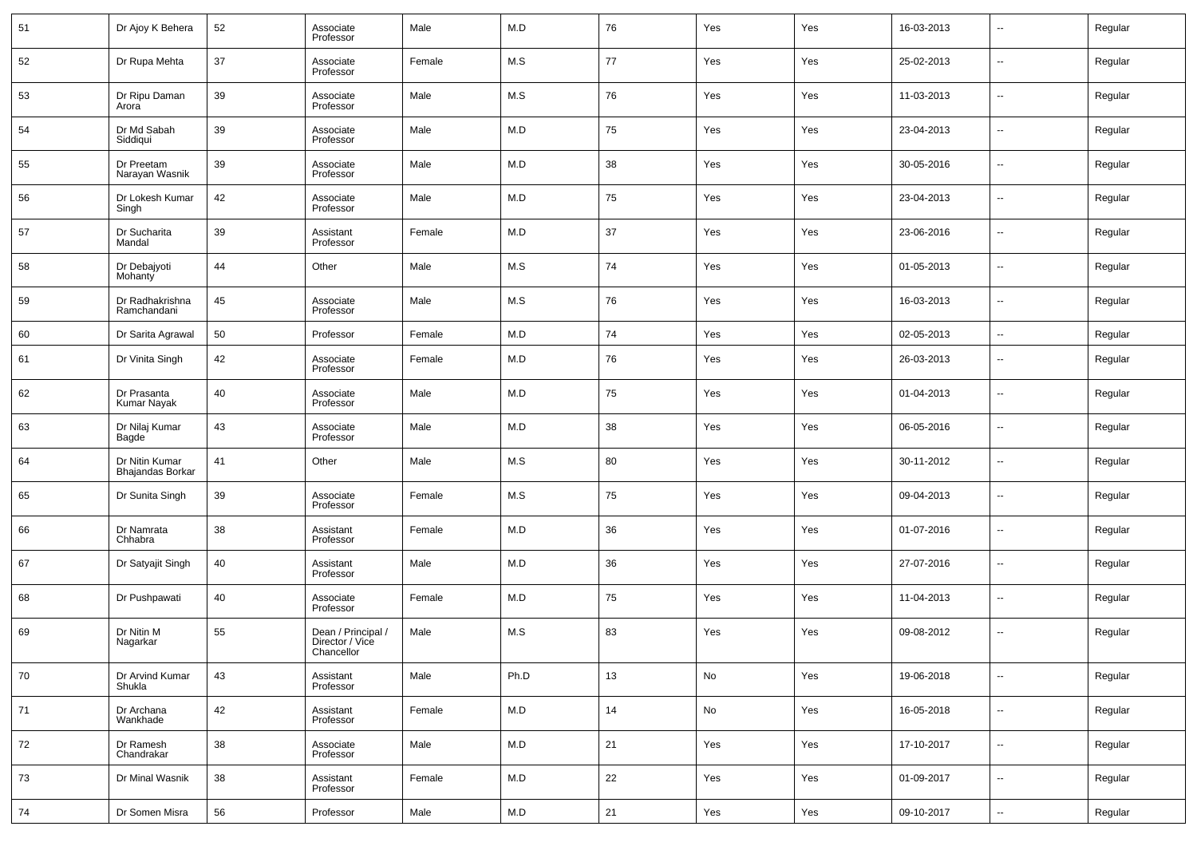| | | | | | | | | | | | |
|---|---|---|---|---|---|---|---|---|---|---|---|
| 51 | Dr Ajoy K Behera | 52 | Associate Professor | Male | M.D | 76 | Yes | Yes | 16-03-2013 | -- | Regular |
| 52 | Dr Rupa Mehta | 37 | Associate Professor | Female | M.S | 77 | Yes | Yes | 25-02-2013 | -- | Regular |
| 53 | Dr Ripu Daman Arora | 39 | Associate Professor | Male | M.S | 76 | Yes | Yes | 11-03-2013 | -- | Regular |
| 54 | Dr Md Sabah Siddiqui | 39 | Associate Professor | Male | M.D | 75 | Yes | Yes | 23-04-2013 | -- | Regular |
| 55 | Dr Preetam Narayan Wasnik | 39 | Associate Professor | Male | M.D | 38 | Yes | Yes | 30-05-2016 | -- | Regular |
| 56 | Dr Lokesh Kumar Singh | 42 | Associate Professor | Male | M.D | 75 | Yes | Yes | 23-04-2013 | -- | Regular |
| 57 | Dr Sucharita Mandal | 39 | Assistant Professor | Female | M.D | 37 | Yes | Yes | 23-06-2016 | -- | Regular |
| 58 | Dr Debajyoti Mohanty | 44 | Other | Male | M.S | 74 | Yes | Yes | 01-05-2013 | -- | Regular |
| 59 | Dr Radhakrishna Ramchandani | 45 | Associate Professor | Male | M.S | 76 | Yes | Yes | 16-03-2013 | -- | Regular |
| 60 | Dr Sarita Agrawal | 50 | Professor | Female | M.D | 74 | Yes | Yes | 02-05-2013 | -- | Regular |
| 61 | Dr Vinita Singh | 42 | Associate Professor | Female | M.D | 76 | Yes | Yes | 26-03-2013 | -- | Regular |
| 62 | Dr Prasanta Kumar Nayak | 40 | Associate Professor | Male | M.D | 75 | Yes | Yes | 01-04-2013 | -- | Regular |
| 63 | Dr Nilaj Kumar Bagde | 43 | Associate Professor | Male | M.D | 38 | Yes | Yes | 06-05-2016 | -- | Regular |
| 64 | Dr Nitin Kumar Bhajandas Borkar | 41 | Other | Male | M.S | 80 | Yes | Yes | 30-11-2012 | -- | Regular |
| 65 | Dr Sunita Singh | 39 | Associate Professor | Female | M.S | 75 | Yes | Yes | 09-04-2013 | -- | Regular |
| 66 | Dr Namrata Chhabra | 38 | Assistant Professor | Female | M.D | 36 | Yes | Yes | 01-07-2016 | -- | Regular |
| 67 | Dr Satyajit Singh | 40 | Assistant Professor | Male | M.D | 36 | Yes | Yes | 27-07-2016 | -- | Regular |
| 68 | Dr Pushpawati | 40 | Associate Professor | Female | M.D | 75 | Yes | Yes | 11-04-2013 | -- | Regular |
| 69 | Dr Nitin M Nagarkar | 55 | Dean / Principal / Director / Vice Chancellor | Male | M.S | 83 | Yes | Yes | 09-08-2012 | -- | Regular |
| 70 | Dr Arvind Kumar Shukla | 43 | Assistant Professor | Male | Ph.D | 13 | No | Yes | 19-06-2018 | -- | Regular |
| 71 | Dr Archana Wankhade | 42 | Assistant Professor | Female | M.D | 14 | No | Yes | 16-05-2018 | -- | Regular |
| 72 | Dr Ramesh Chandrakar | 38 | Associate Professor | Male | M.D | 21 | Yes | Yes | 17-10-2017 | -- | Regular |
| 73 | Dr Minal Wasnik | 38 | Assistant Professor | Female | M.D | 22 | Yes | Yes | 01-09-2017 | -- | Regular |
| 74 | Dr Somen Misra | 56 | Professor | Male | M.D | 21 | Yes | Yes | 09-10-2017 | -- | Regular |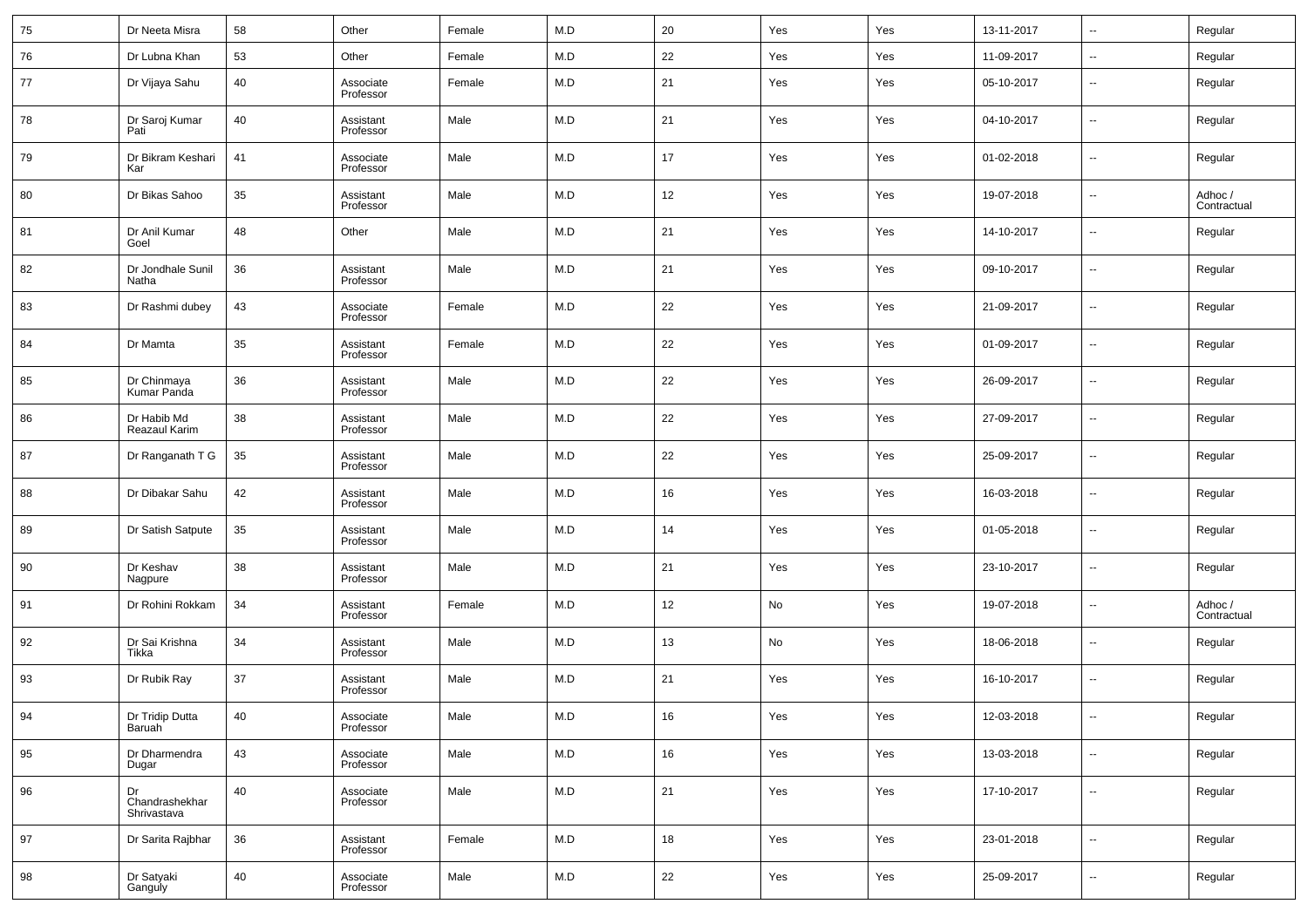| 75 | Dr Neeta Misra | 58 | Other | Female | M.D | 20 | Yes | Yes | 13-11-2017 | -- | Regular |
|---|---|---|---|---|---|---|---|---|---|---|---|
| 76 | Dr Lubna Khan | 53 | Other | Female | M.D | 22 | Yes | Yes | 11-09-2017 | -- | Regular |
| 77 | Dr Vijaya Sahu | 40 | Associate Professor | Female | M.D | 21 | Yes | Yes | 05-10-2017 | -- | Regular |
| 78 | Dr Saroj Kumar Pati | 40 | Assistant Professor | Male | M.D | 21 | Yes | Yes | 04-10-2017 | -- | Regular |
| 79 | Dr Bikram Keshari Kar | 41 | Associate Professor | Male | M.D | 17 | Yes | Yes | 01-02-2018 | -- | Regular |
| 80 | Dr Bikas Sahoo | 35 | Assistant Professor | Male | M.D | 12 | Yes | Yes | 19-07-2018 | -- | Adhoc / Contractual |
| 81 | Dr Anil Kumar Goel | 48 | Other | Male | M.D | 21 | Yes | Yes | 14-10-2017 | -- | Regular |
| 82 | Dr Jondhale Sunil Natha | 36 | Assistant Professor | Male | M.D | 21 | Yes | Yes | 09-10-2017 | -- | Regular |
| 83 | Dr Rashmi dubey | 43 | Associate Professor | Female | M.D | 22 | Yes | Yes | 21-09-2017 | -- | Regular |
| 84 | Dr Mamta | 35 | Assistant Professor | Female | M.D | 22 | Yes | Yes | 01-09-2017 | -- | Regular |
| 85 | Dr Chinmaya Kumar Panda | 36 | Assistant Professor | Male | M.D | 22 | Yes | Yes | 26-09-2017 | -- | Regular |
| 86 | Dr Habib Md Reazaul Karim | 38 | Assistant Professor | Male | M.D | 22 | Yes | Yes | 27-09-2017 | -- | Regular |
| 87 | Dr Ranganath T G | 35 | Assistant Professor | Male | M.D | 22 | Yes | Yes | 25-09-2017 | -- | Regular |
| 88 | Dr Dibakar Sahu | 42 | Assistant Professor | Male | M.D | 16 | Yes | Yes | 16-03-2018 | -- | Regular |
| 89 | Dr Satish Satpute | 35 | Assistant Professor | Male | M.D | 14 | Yes | Yes | 01-05-2018 | -- | Regular |
| 90 | Dr Keshav Nagpure | 38 | Assistant Professor | Male | M.D | 21 | Yes | Yes | 23-10-2017 | -- | Regular |
| 91 | Dr Rohini Rokkam | 34 | Assistant Professor | Female | M.D | 12 | No | Yes | 19-07-2018 | -- | Adhoc / Contractual |
| 92 | Dr Sai Krishna Tikka | 34 | Assistant Professor | Male | M.D | 13 | No | Yes | 18-06-2018 | -- | Regular |
| 93 | Dr Rubik Ray | 37 | Assistant Professor | Male | M.D | 21 | Yes | Yes | 16-10-2017 | -- | Regular |
| 94 | Dr Tridip Dutta Baruah | 40 | Associate Professor | Male | M.D | 16 | Yes | Yes | 12-03-2018 | -- | Regular |
| 95 | Dr Dharmendra Dugar | 43 | Associate Professor | Male | M.D | 16 | Yes | Yes | 13-03-2018 | -- | Regular |
| 96 | Dr Chandrashekhar Shrivastava | 40 | Associate Professor | Male | M.D | 21 | Yes | Yes | 17-10-2017 | -- | Regular |
| 97 | Dr Sarita Rajbhar | 36 | Assistant Professor | Female | M.D | 18 | Yes | Yes | 23-01-2018 | -- | Regular |
| 98 | Dr Satyaki Ganguly | 40 | Associate Professor | Male | M.D | 22 | Yes | Yes | 25-09-2017 | -- | Regular |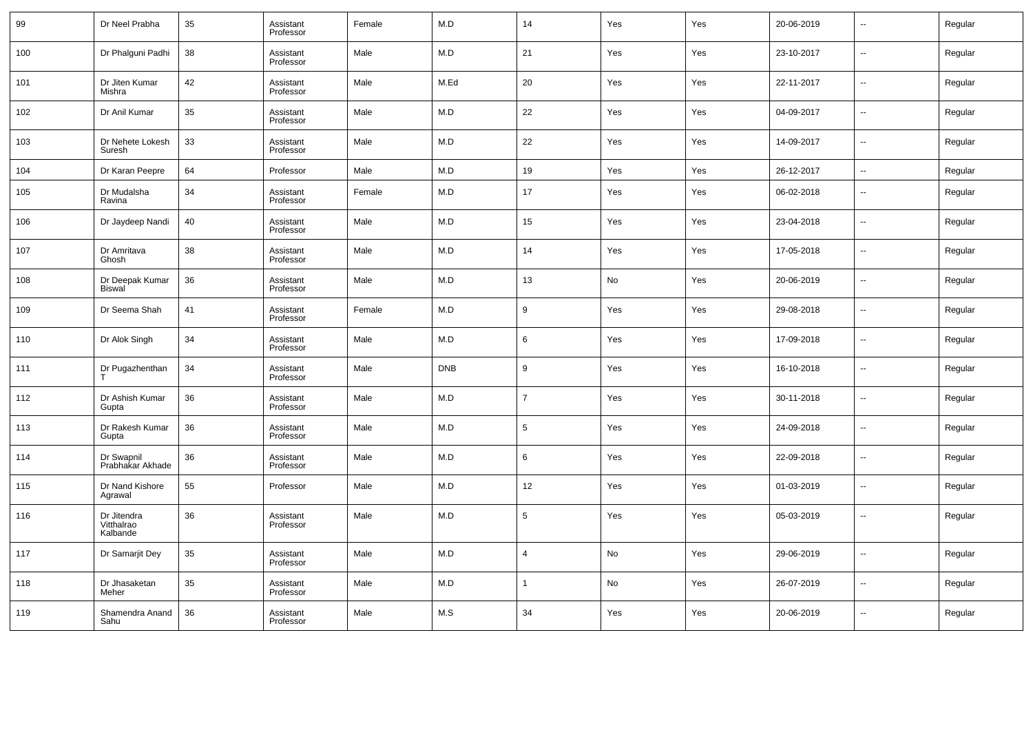| | | | | | | | | | | | |
|---|---|---|---|---|---|---|---|---|---|---|---|
| 99 | Dr Neel Prabha | 35 | Assistant Professor | Female | M.D | 14 | Yes | Yes | 20-06-2019 | -- | Regular |
| 100 | Dr Phalguni Padhi | 38 | Assistant Professor | Male | M.D | 21 | Yes | Yes | 23-10-2017 | -- | Regular |
| 101 | Dr Jiten Kumar Mishra | 42 | Assistant Professor | Male | M.Ed | 20 | Yes | Yes | 22-11-2017 | -- | Regular |
| 102 | Dr Anil Kumar | 35 | Assistant Professor | Male | M.D | 22 | Yes | Yes | 04-09-2017 | -- | Regular |
| 103 | Dr Nehete Lokesh Suresh | 33 | Assistant Professor | Male | M.D | 22 | Yes | Yes | 14-09-2017 | -- | Regular |
| 104 | Dr Karan Peepre | 64 | Professor | Male | M.D | 19 | Yes | Yes | 26-12-2017 | -- | Regular |
| 105 | Dr Mudalsha Ravina | 34 | Assistant Professor | Female | M.D | 17 | Yes | Yes | 06-02-2018 | -- | Regular |
| 106 | Dr Jaydeep Nandi | 40 | Assistant Professor | Male | M.D | 15 | Yes | Yes | 23-04-2018 | -- | Regular |
| 107 | Dr Amritava Ghosh | 38 | Assistant Professor | Male | M.D | 14 | Yes | Yes | 17-05-2018 | -- | Regular |
| 108 | Dr Deepak Kumar Biswal | 36 | Assistant Professor | Male | M.D | 13 | No | Yes | 20-06-2019 | -- | Regular |
| 109 | Dr Seema Shah | 41 | Assistant Professor | Female | M.D | 9 | Yes | Yes | 29-08-2018 | -- | Regular |
| 110 | Dr Alok Singh | 34 | Assistant Professor | Male | M.D | 6 | Yes | Yes | 17-09-2018 | -- | Regular |
| 111 | Dr Pugazhenthan T | 34 | Assistant Professor | Male | DNB | 9 | Yes | Yes | 16-10-2018 | -- | Regular |
| 112 | Dr Ashish Kumar Gupta | 36 | Assistant Professor | Male | M.D | 7 | Yes | Yes | 30-11-2018 | -- | Regular |
| 113 | Dr Rakesh Kumar Gupta | 36 | Assistant Professor | Male | M.D | 5 | Yes | Yes | 24-09-2018 | -- | Regular |
| 114 | Dr Swapnil Prabhakar Akhade | 36 | Assistant Professor | Male | M.D | 6 | Yes | Yes | 22-09-2018 | -- | Regular |
| 115 | Dr Nand Kishore Agrawal | 55 | Professor | Male | M.D | 12 | Yes | Yes | 01-03-2019 | -- | Regular |
| 116 | Dr Jitendra Vitthalrao Kalbande | 36 | Assistant Professor | Male | M.D | 5 | Yes | Yes | 05-03-2019 | -- | Regular |
| 117 | Dr Samarjit Dey | 35 | Assistant Professor | Male | M.D | 4 | No | Yes | 29-06-2019 | -- | Regular |
| 118 | Dr Jhasaketan Meher | 35 | Assistant Professor | Male | M.D | 1 | No | Yes | 26-07-2019 | -- | Regular |
| 119 | Shamendra Anand Sahu | 36 | Assistant Professor | Male | M.S | 34 | Yes | Yes | 20-06-2019 | -- | Regular |